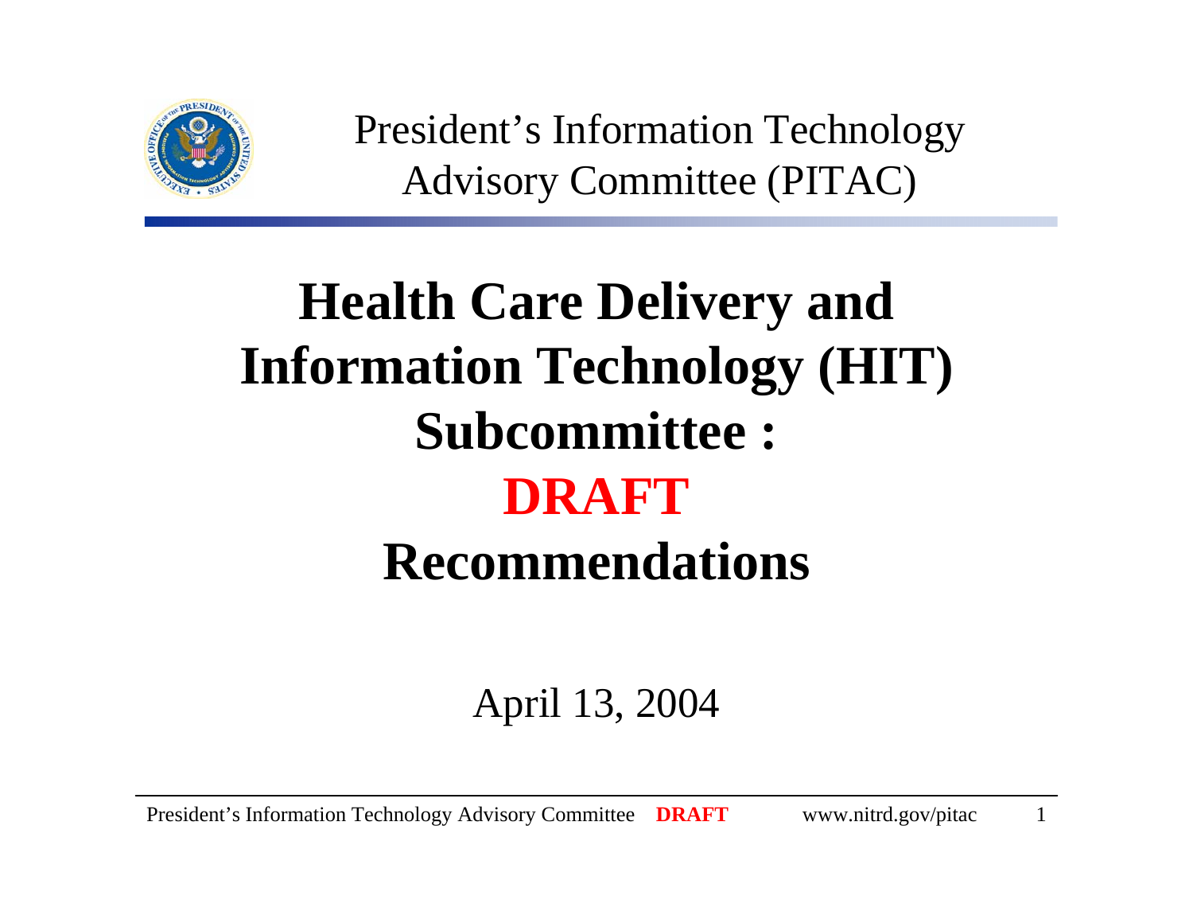President's Information Technology Advisory Committee (PITAC)

# Health Care Delivery and Information Technology (HIT) Subcommittee : DRAFT Recommendations

April 13, 2004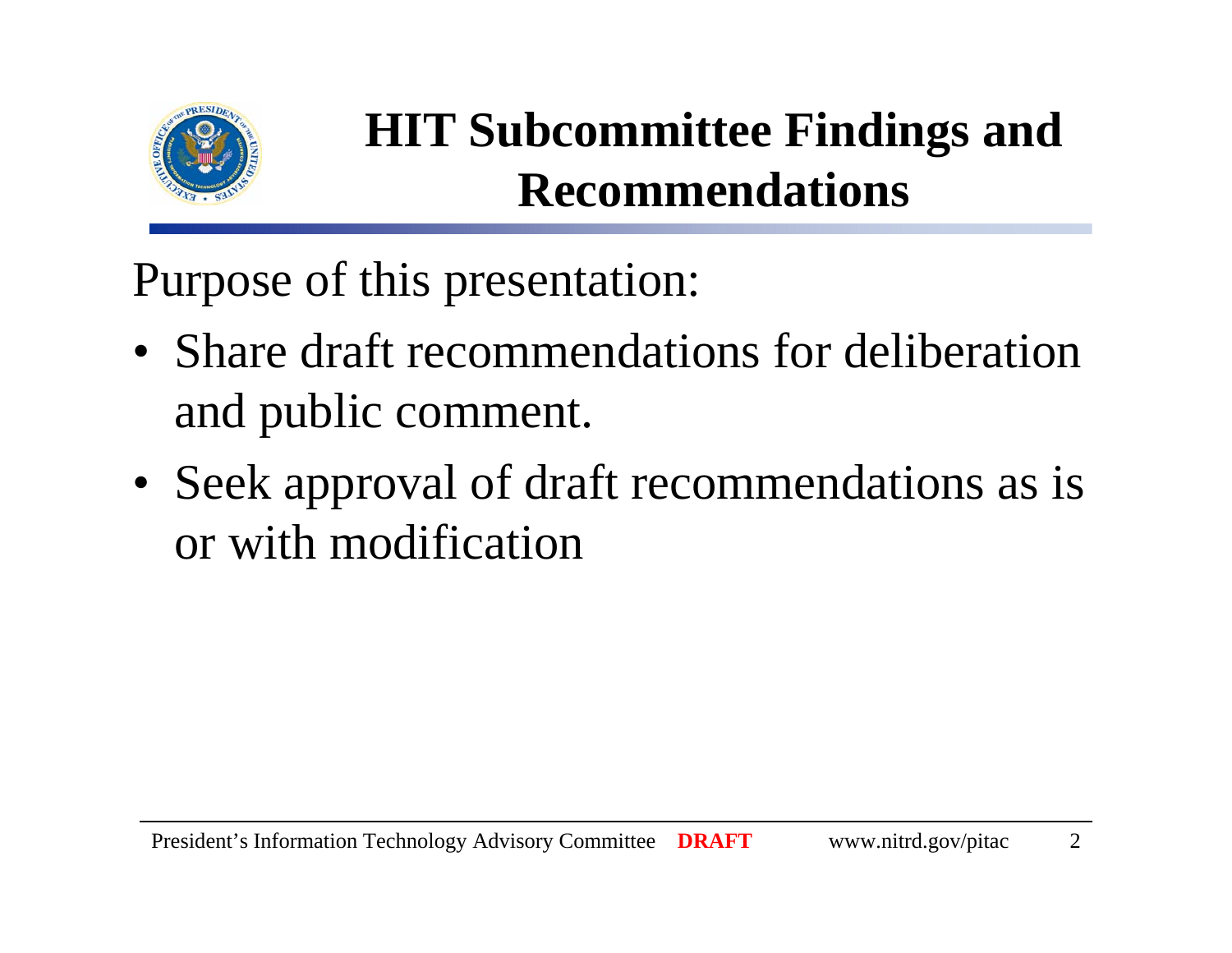# HIT Subcommittee Findings and Recommendations

Purpose of this presentation:

- Share draft recommendations for deliberation and public comment.
- Seek approval of draft recommendations as is or with modification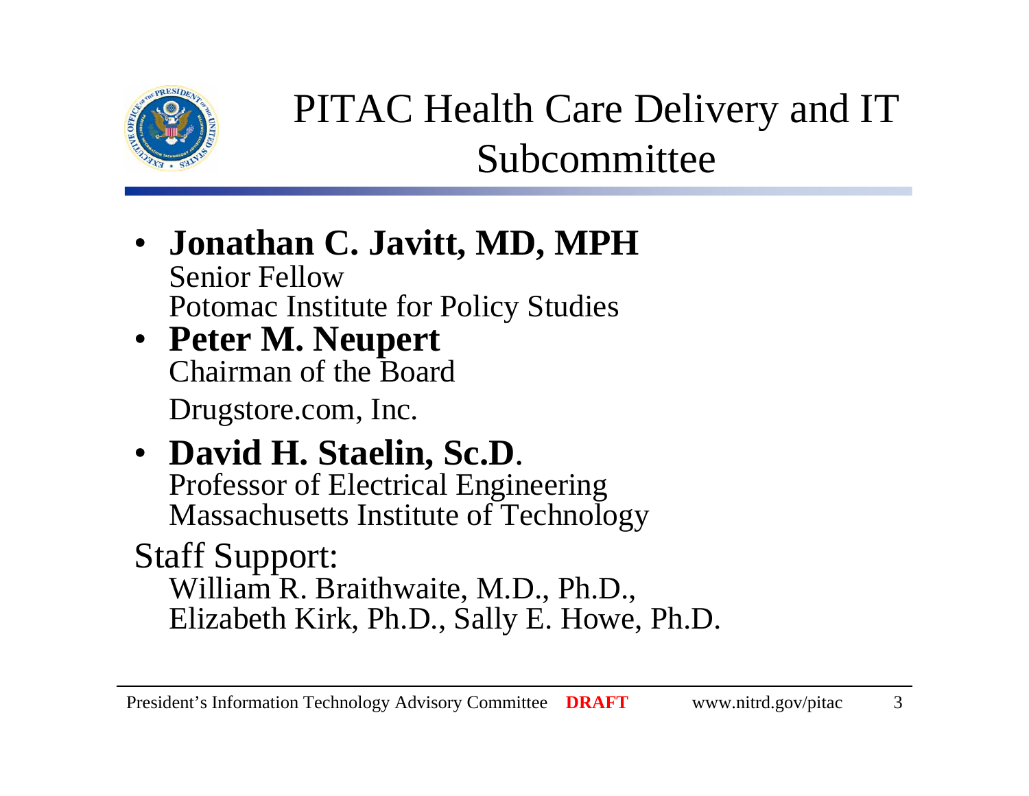# PITAC Health Care Delivery and IT Subcommittee

- **Jonathan C. Javitt, MD, MPH**
  Senior Fellow
  Potomac Institute for Policy Studies
- **Peter M. Neupert**
  Chairman of the Board
  Drugstore.com, Inc.
- **David H. Staelin, Sc.D**.
  Professor of Electrical Engineering
  Massachusetts Institute of Technology

Staff Support:
William R. Braithwaite, M.D., Ph.D., Elizabeth Kirk, Ph.D., Sally E. Howe, Ph.D.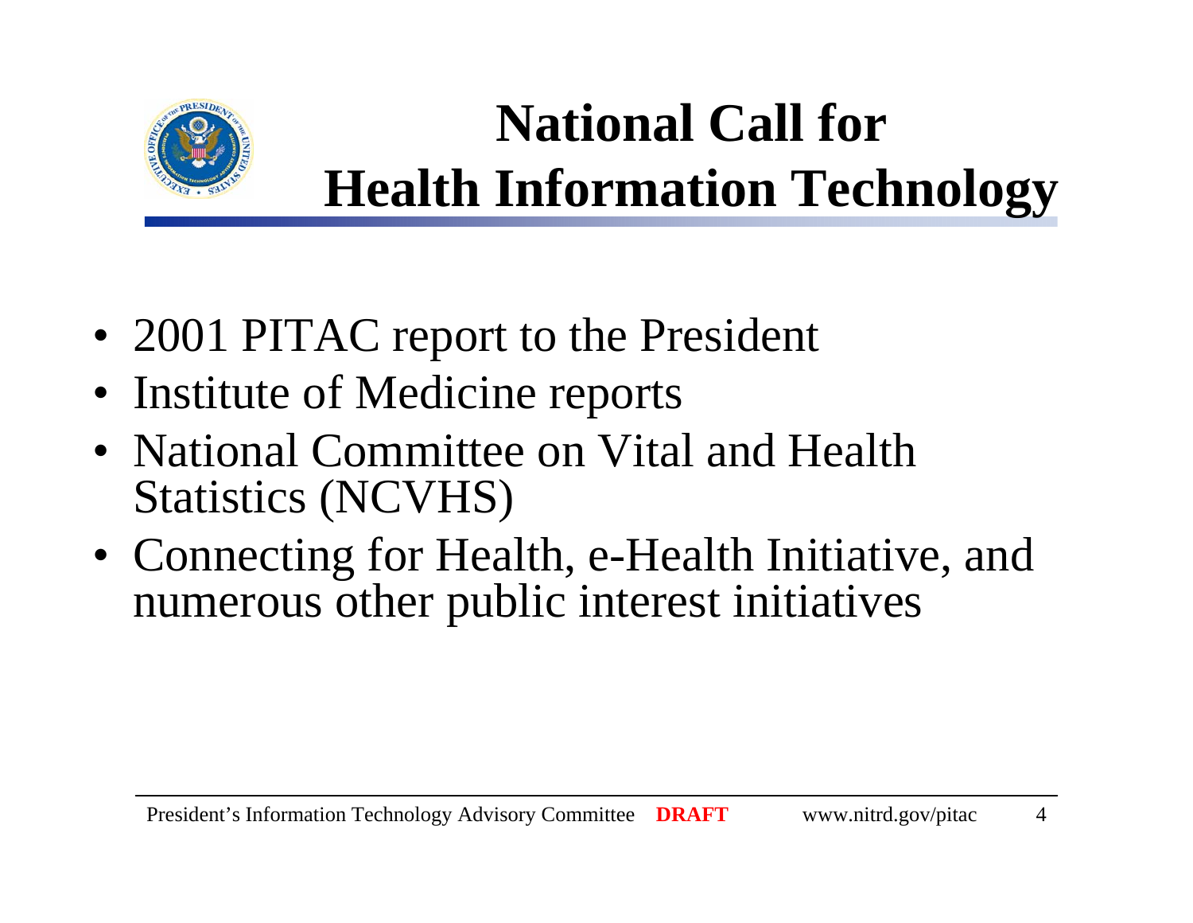# National Call for Health Information Technology

- 2001 PITAC report to the President
- Institute of Medicine reports
- National Committee on Vital and Health Statistics (NCVHS)
- Connecting for Health, e-Health Initiative, and numerous other public interest initiatives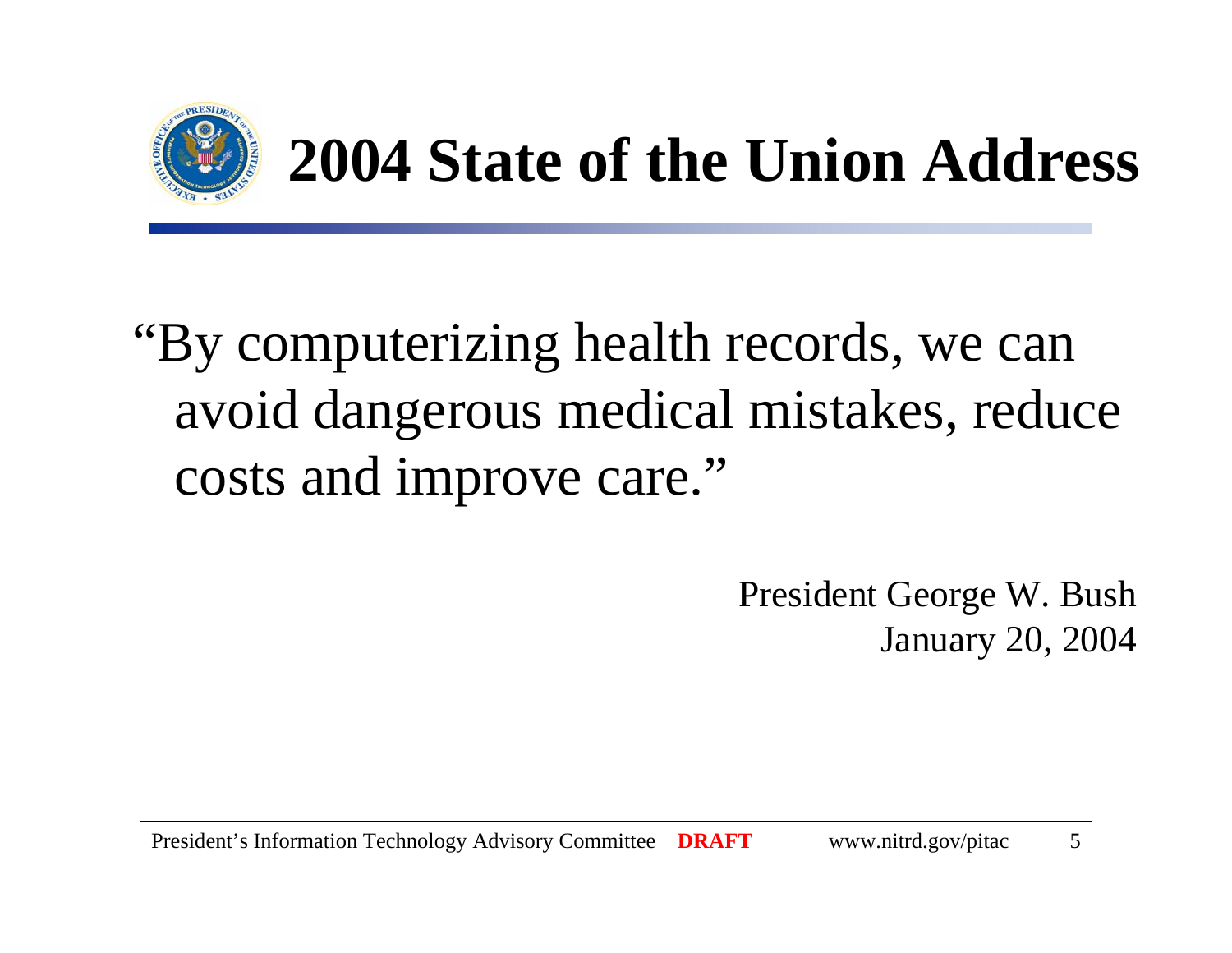# 2004 State of the Union Address

"By computerizing health records, we can avoid dangerous medical mistakes, reduce costs and improve care."

President George W. Bush
January 20, 2004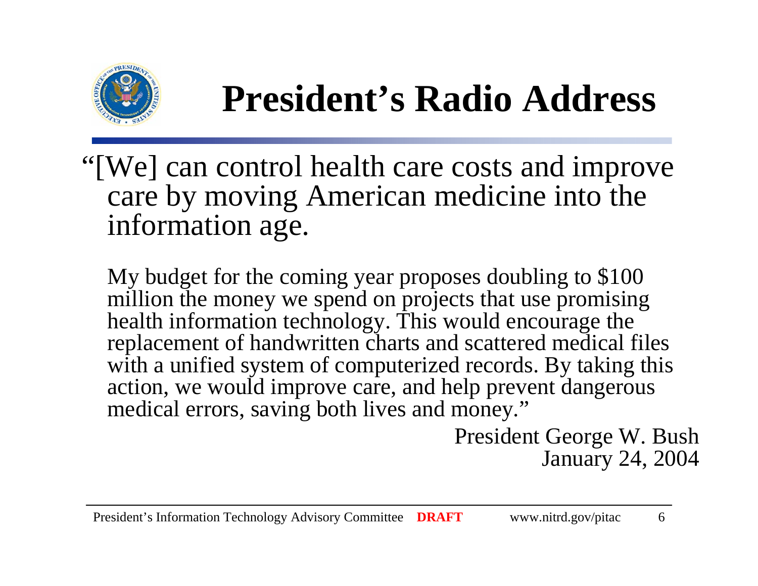# President's Radio Address

"[We] can control health care costs and improve care by moving American medicine into the information age.

My budget for the coming year proposes doubling to $100 million the money we spend on projects that use promising health information technology. This would encourage the replacement of handwritten charts and scattered medical files with a unified system of computerized records. By taking this action, we would improve care, and help prevent dangerous medical errors, saving both lives and money."

President George W. Bush
January 24, 2004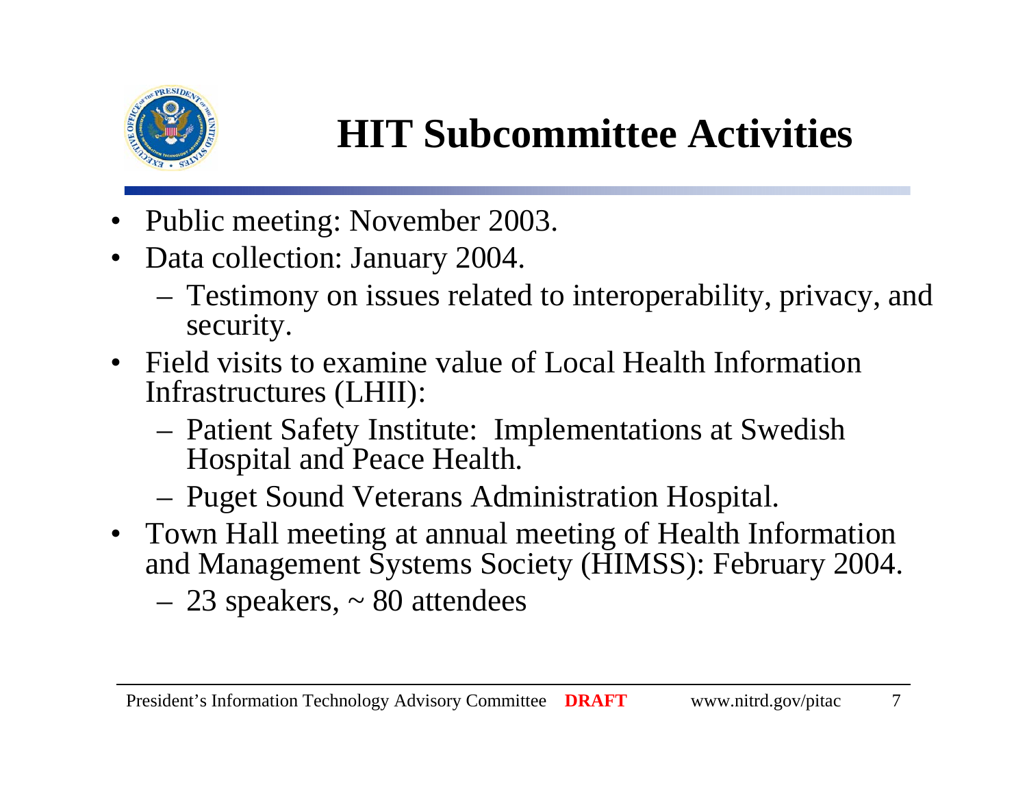# HIT Subcommittee Activities

- Public meeting: November 2003.
- Data collection: January 2004.
  - Testimony on issues related to interoperability, privacy, and security.
- Field visits to examine value of Local Health Information Infrastructures (LHII):
  - Patient Safety Institute: Implementations at Swedish Hospital and Peace Health.
  - Puget Sound Veterans Administration Hospital.
- Town Hall meeting at annual meeting of Health Information and Management Systems Society (HIMSS): February 2004.
  - 23 speakers, ~ 80 attendees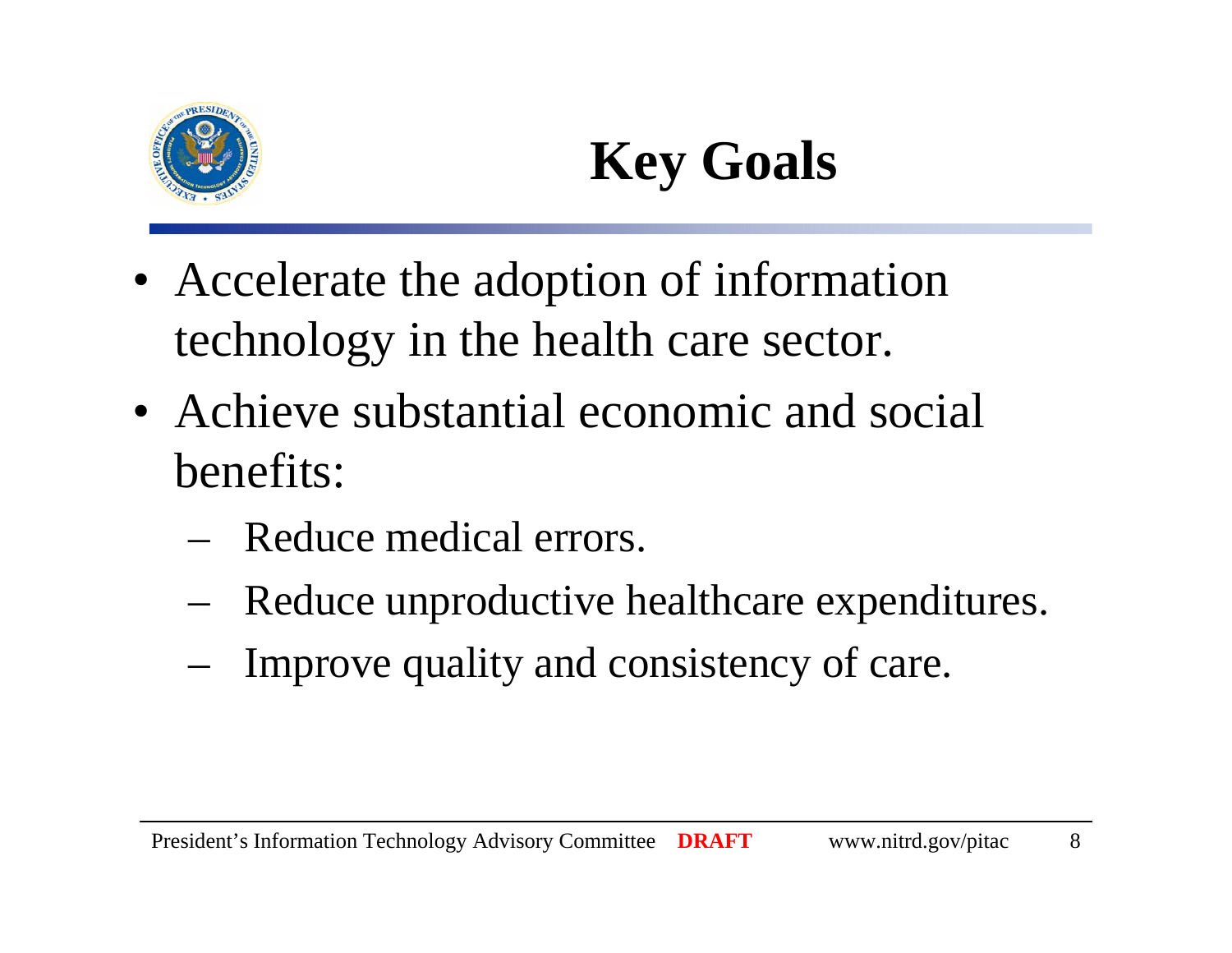# Key Goals

- Accelerate the adoption of information technology in the health care sector.
- Achieve substantial economic and social benefits:
  - Reduce medical errors.
  - Reduce unproductive healthcare expenditures.
  - Improve quality and consistency of care.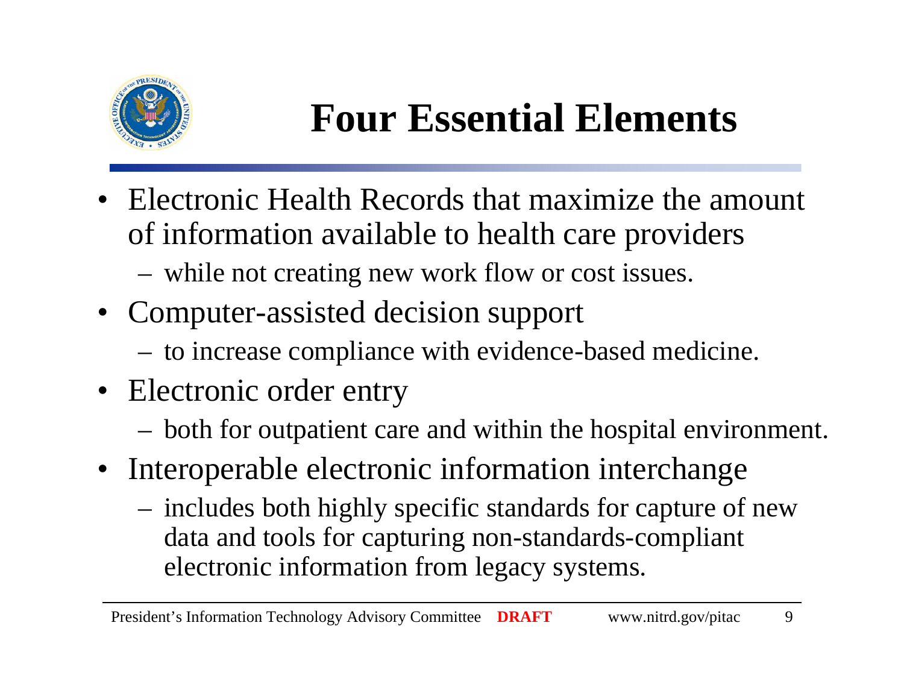# Four Essential Elements

- Electronic Health Records that maximize the amount of information available to health care providers
  - while not creating new work flow or cost issues.
- Computer-assisted decision support
  - to increase compliance with evidence-based medicine.
- Electronic order entry
  - both for outpatient care and within the hospital environment.
- Interoperable electronic information interchange
  - includes both highly specific standards for capture of new data and tools for capturing non-standards-compliant electronic information from legacy systems.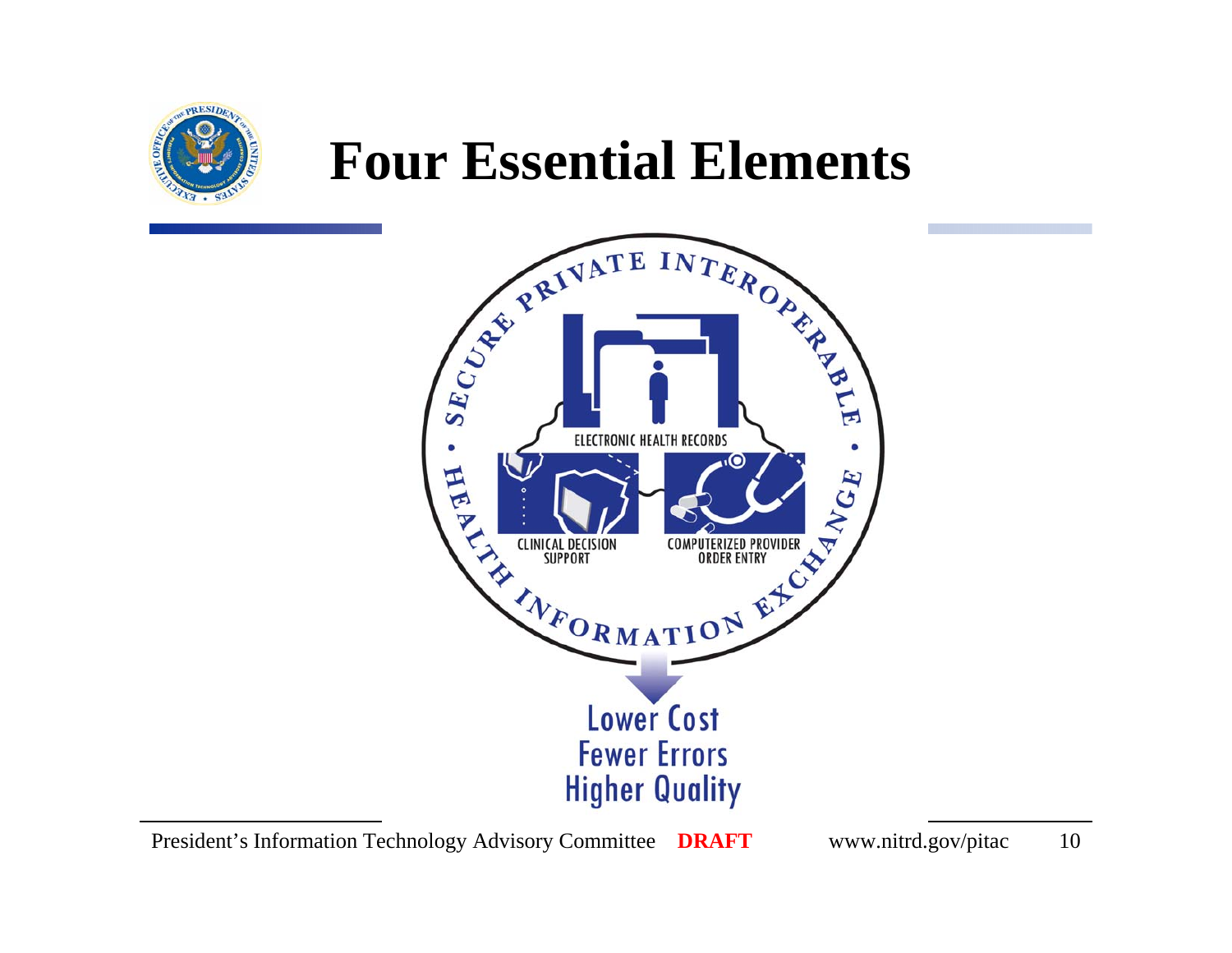# Four Essential Elements

SECURE PRIVATE INTEROPERABLE • HEALTH INFORMATION EXCHANGE •

ELECTRONIC HEALTH RECORDS

CLINICAL DECISION SUPPORT

COMPUTERIZED PROVIDER ORDER ENTRY

Lower Cost
Fewer Errors
Higher Quality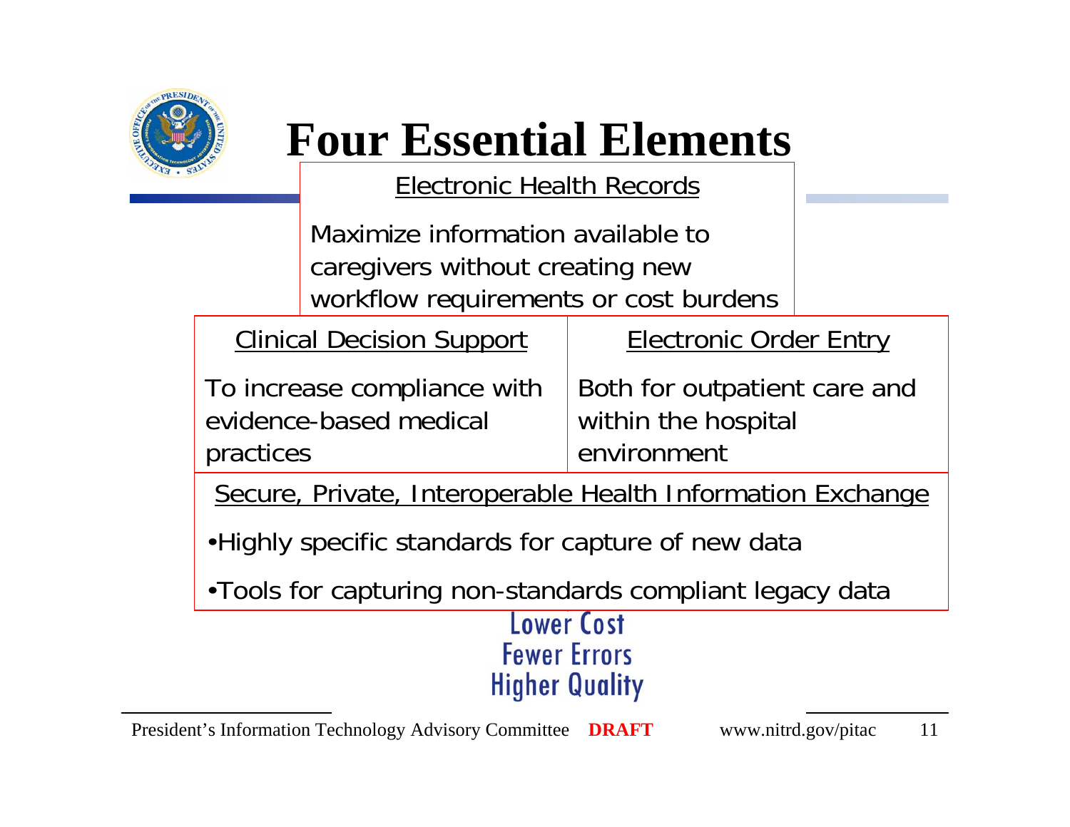# Four Essential Elements

**Electronic Health Records**

Maximize information available to caregivers without creating new workflow requirements or cost burdens

| Clinical Decision Support | Electronic Order Entry |
| --- | --- |
| To increase compliance with evidence-based medical practices | Both for outpatient care and within the hospital environment |

**Secure, Private, Interoperable Health Information Exchange**

- Highly specific standards for capture of new data
- Tools for capturing non-standards compliant legacy data

Lower Cost
Fewer Errors
Higher Quality

President's Information Technology Advisory Committee **DRAFT** www.nitrd.gov/pitac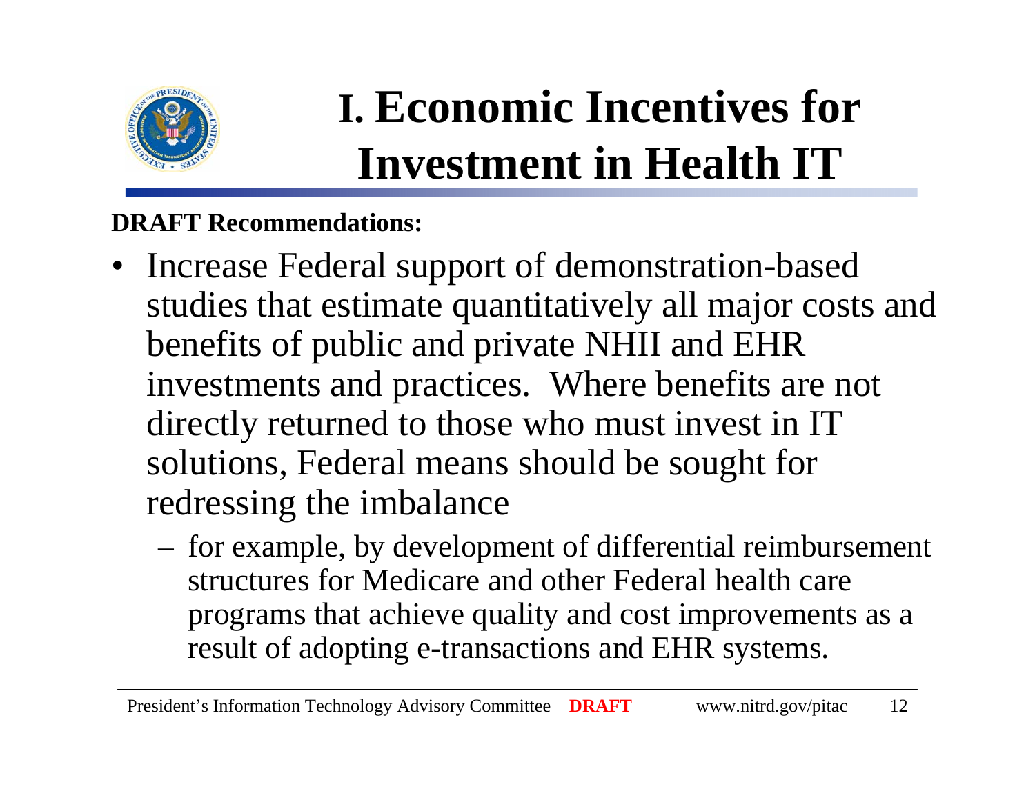# I. Economic Incentives for Investment in Health IT

**DRAFT Recommendations:**

- Increase Federal support of demonstration-based studies that estimate quantitatively all major costs and benefits of public and private NHII and EHR investments and practices. Where benefits are not directly returned to those who must invest in IT solutions, Federal means should be sought for redressing the imbalance
  - for example, by development of differential reimbursement structures for Medicare and other Federal health care programs that achieve quality and cost improvements as a result of adopting e-transactions and EHR systems.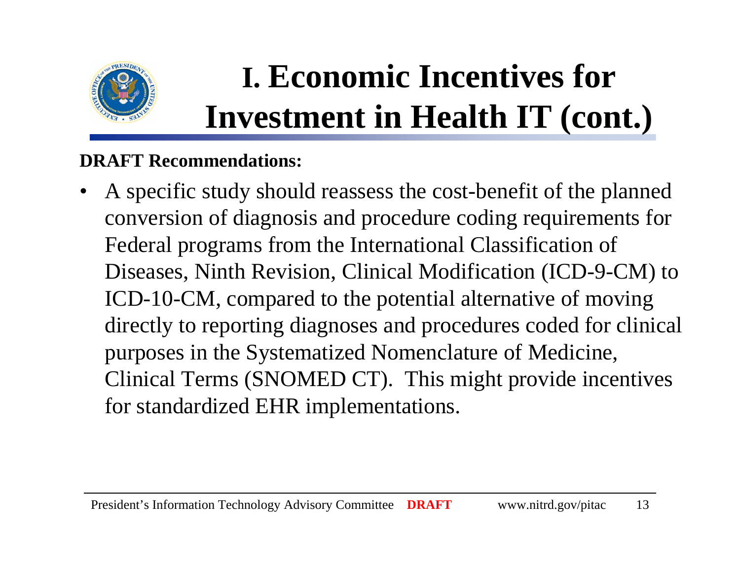# I. Economic Incentives for Investment in Health IT (cont.)

**DRAFT Recommendations:**

- A specific study should reassess the cost-benefit of the planned conversion of diagnosis and procedure coding requirements for Federal programs from the International Classification of Diseases, Ninth Revision, Clinical Modification (ICD-9-CM) to ICD-10-CM, compared to the potential alternative of moving directly to reporting diagnoses and procedures coded for clinical purposes in the Systematized Nomenclature of Medicine, Clinical Terms (SNOMED CT). This might provide incentives for standardized EHR implementations.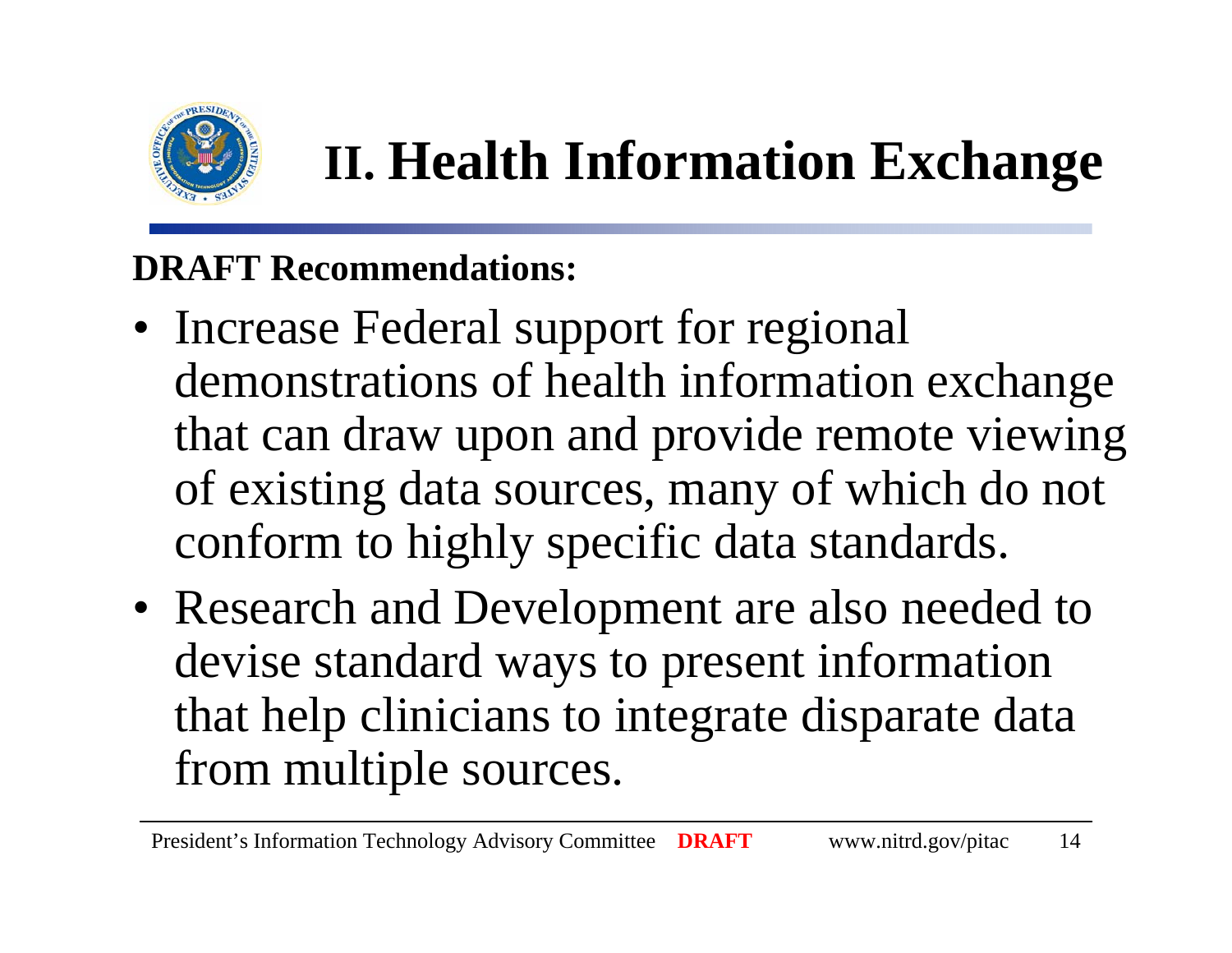# II. Health Information Exchange

**DRAFT Recommendations:**

- Increase Federal support for regional demonstrations of health information exchange that can draw upon and provide remote viewing of existing data sources, many of which do not conform to highly specific data standards.
- Research and Development are also needed to devise standard ways to present information that help clinicians to integrate disparate data from multiple sources.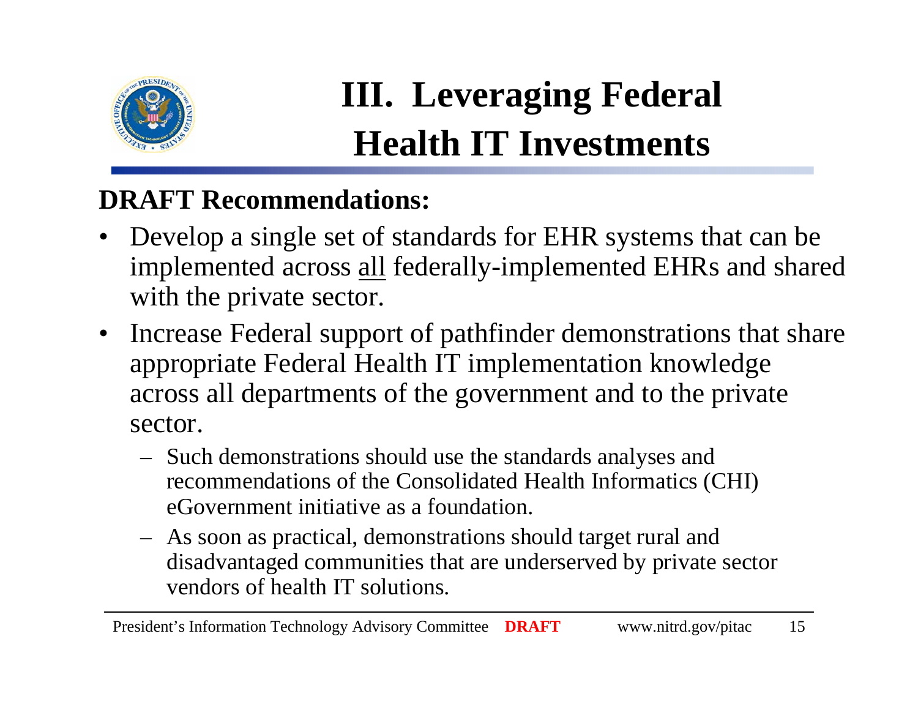# III. Leveraging Federal Health IT Investments

**DRAFT Recommendations:**

- Develop a single set of standards for EHR systems that can be implemented across all federally-implemented EHRs and shared with the private sector.
- Increase Federal support of pathfinder demonstrations that share appropriate Federal Health IT implementation knowledge across all departments of the government and to the private sector.
  - Such demonstrations should use the standards analyses and recommendations of the Consolidated Health Informatics (CHI) eGovernment initiative as a foundation.
  - As soon as practical, demonstrations should target rural and disadvantaged communities that are underserved by private sector vendors of health IT solutions.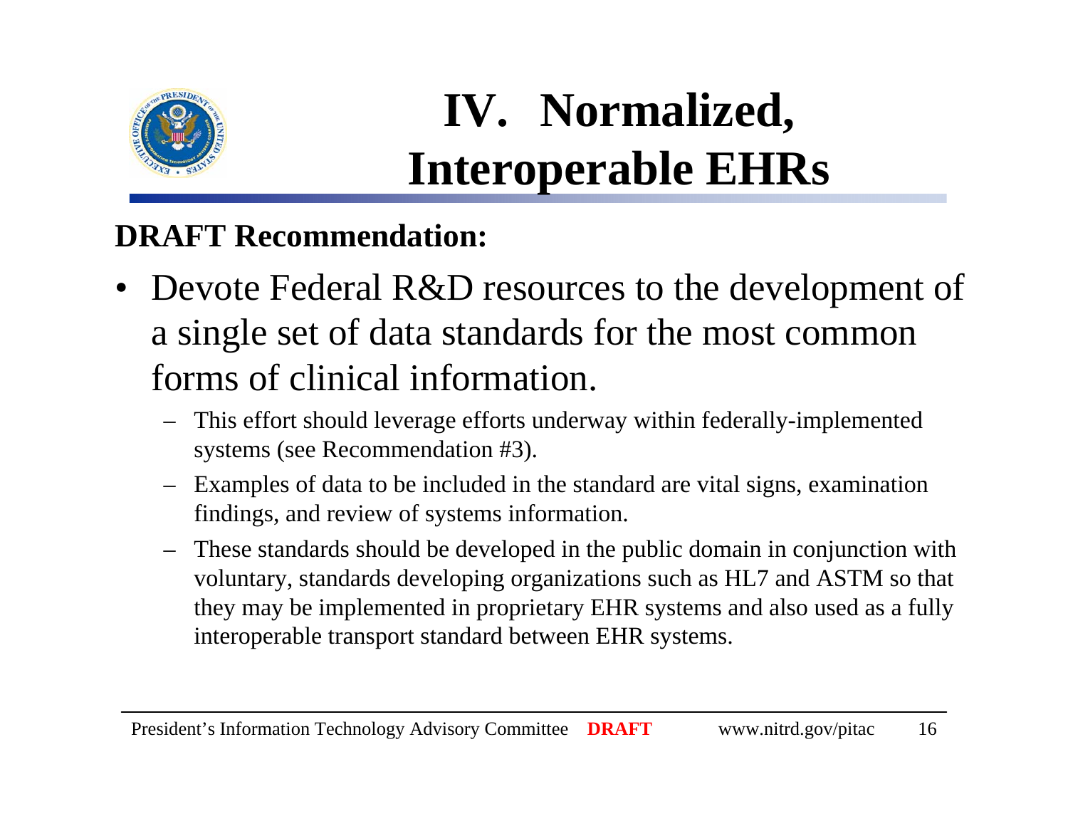# IV. Normalized, Interoperable EHRs

**DRAFT Recommendation:**

- Devote Federal R&D resources to the development of a single set of data standards for the most common forms of clinical information.
  - This effort should leverage efforts underway within federally-implemented systems (see Recommendation #3).
  - Examples of data to be included in the standard are vital signs, examination findings, and review of systems information.
  - These standards should be developed in the public domain in conjunction with voluntary, standards developing organizations such as HL7 and ASTM so that they may be implemented in proprietary EHR systems and also used as a fully interoperable transport standard between EHR systems.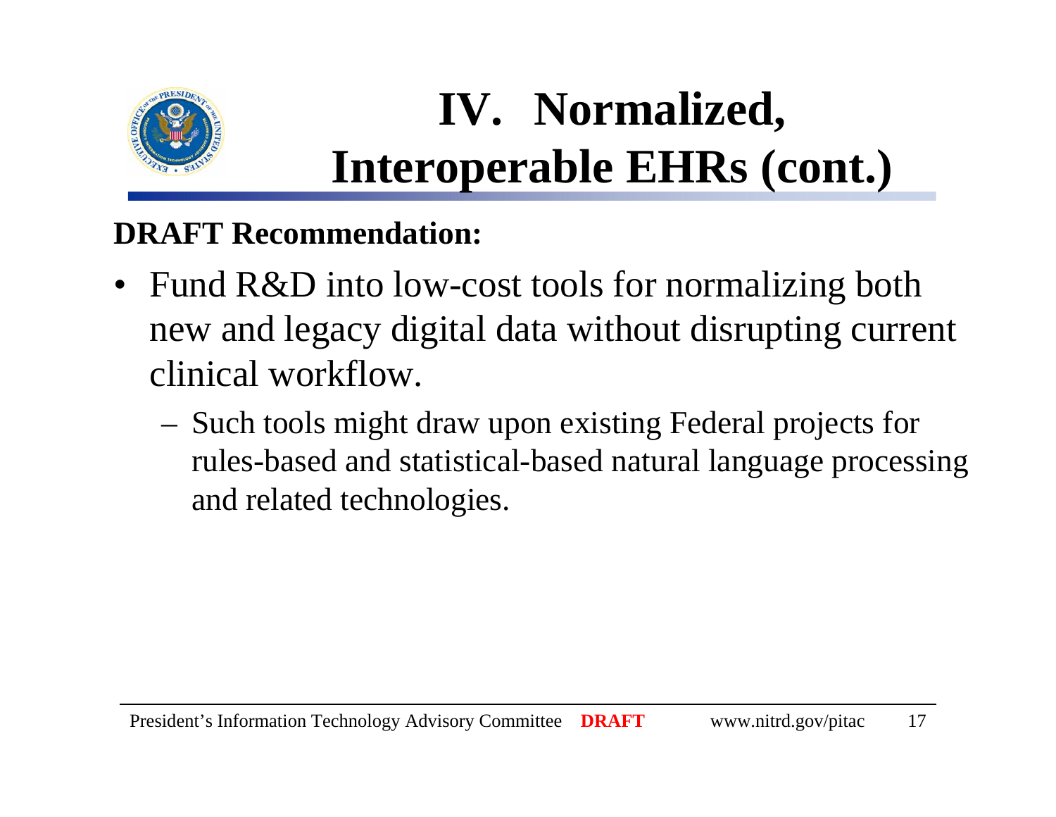# IV. Normalized, Interoperable EHRs (cont.)

**DRAFT Recommendation:**

- Fund R&D into low-cost tools for normalizing both new and legacy digital data without disrupting current clinical workflow.
  - Such tools might draw upon existing Federal projects for rules-based and statistical-based natural language processing and related technologies.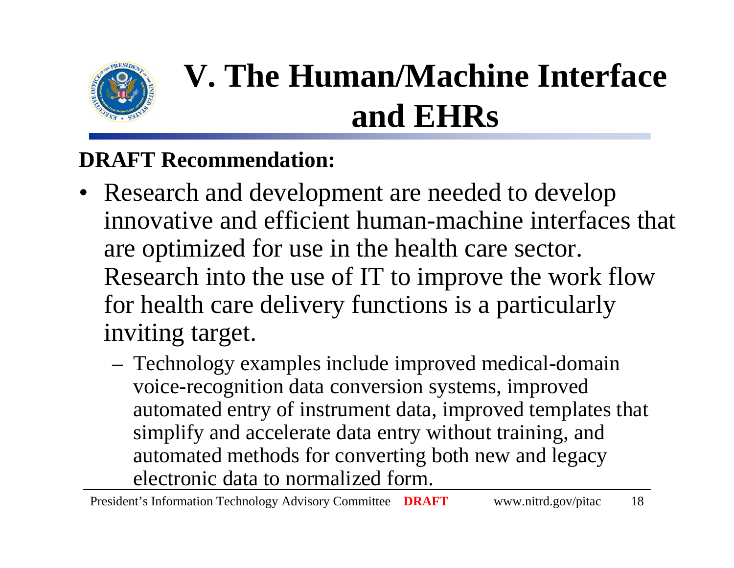# V. The Human/Machine Interface and EHRs

**DRAFT Recommendation:**

- Research and development are needed to develop innovative and efficient human-machine interfaces that are optimized for use in the health care sector. Research into the use of IT to improve the work flow for health care delivery functions is a particularly inviting target.
  - Technology examples include improved medical-domain voice-recognition data conversion systems, improved automated entry of instrument data, improved templates that simplify and accelerate data entry without training, and automated methods for converting both new and legacy electronic data to normalized form.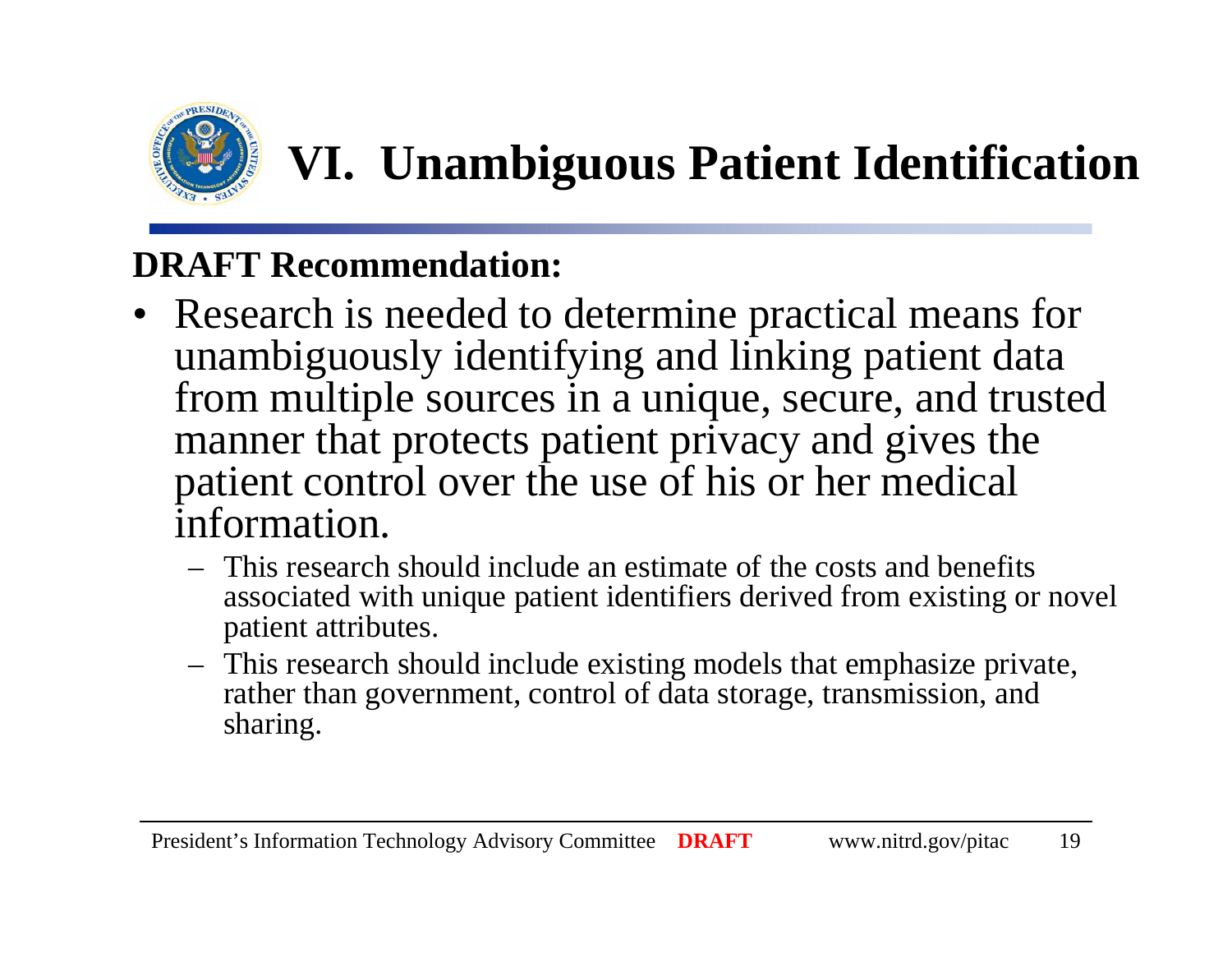# VI. Unambiguous Patient Identification

**DRAFT Recommendation:**

- Research is needed to determine practical means for unambiguously identifying and linking patient data from multiple sources in a unique, secure, and trusted manner that protects patient privacy and gives the patient control over the use of his or her medical information.
  - This research should include an estimate of the costs and benefits associated with unique patient identifiers derived from existing or novel patient attributes.
  - This research should include existing models that emphasize private, rather than government, control of data storage, transmission, and sharing.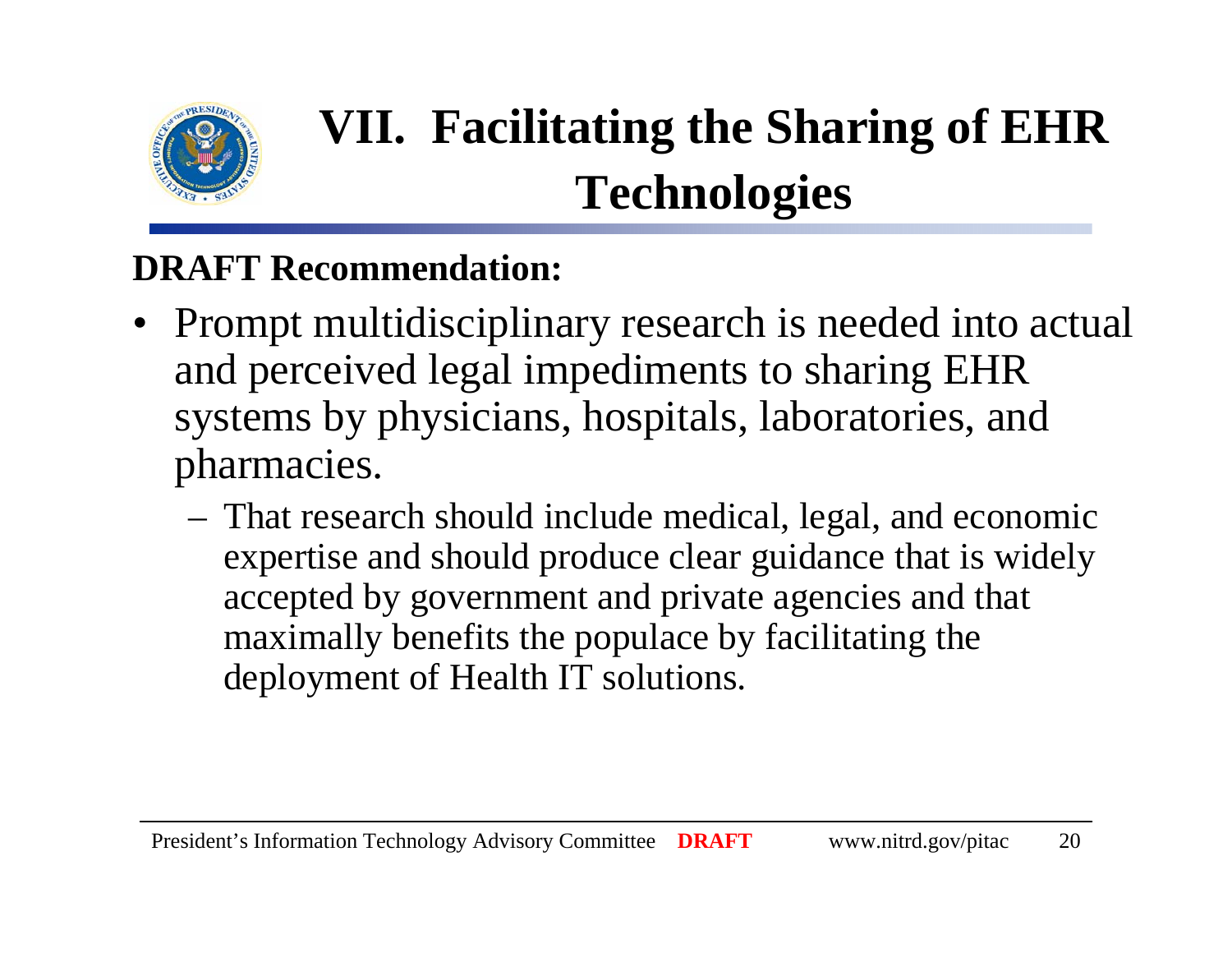# VII. Facilitating the Sharing of EHR Technologies

**DRAFT Recommendation:**

- Prompt multidisciplinary research is needed into actual and perceived legal impediments to sharing EHR systems by physicians, hospitals, laboratories, and pharmacies.
  - That research should include medical, legal, and economic expertise and should produce clear guidance that is widely accepted by government and private agencies and that maximally benefits the populace by facilitating the deployment of Health IT solutions.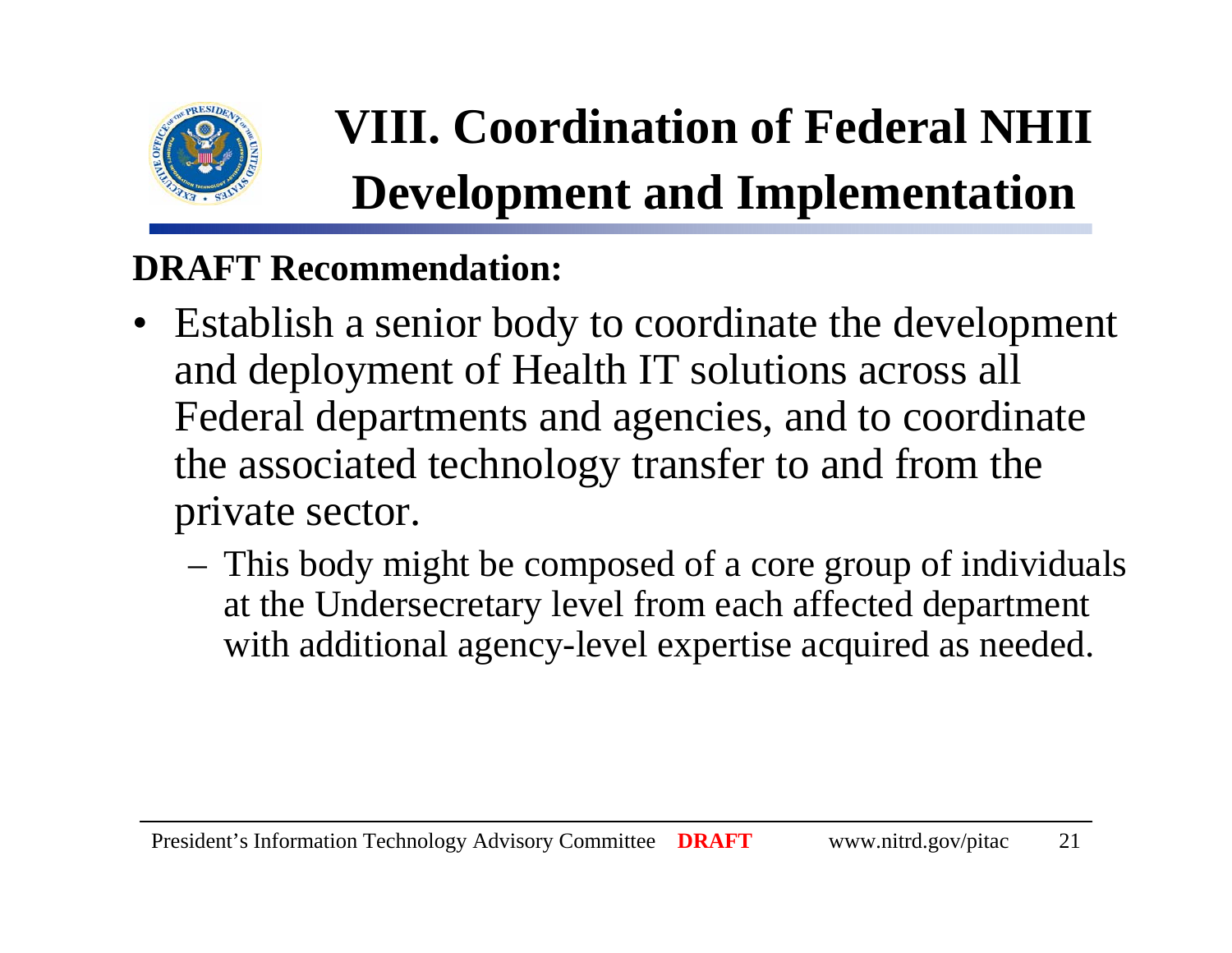# VIII. Coordination of Federal NHII Development and Implementation

**DRAFT Recommendation:**

- Establish a senior body to coordinate the development and deployment of Health IT solutions across all Federal departments and agencies, and to coordinate the associated technology transfer to and from the private sector.
  - This body might be composed of a core group of individuals at the Undersecretary level from each affected department with additional agency-level expertise acquired as needed.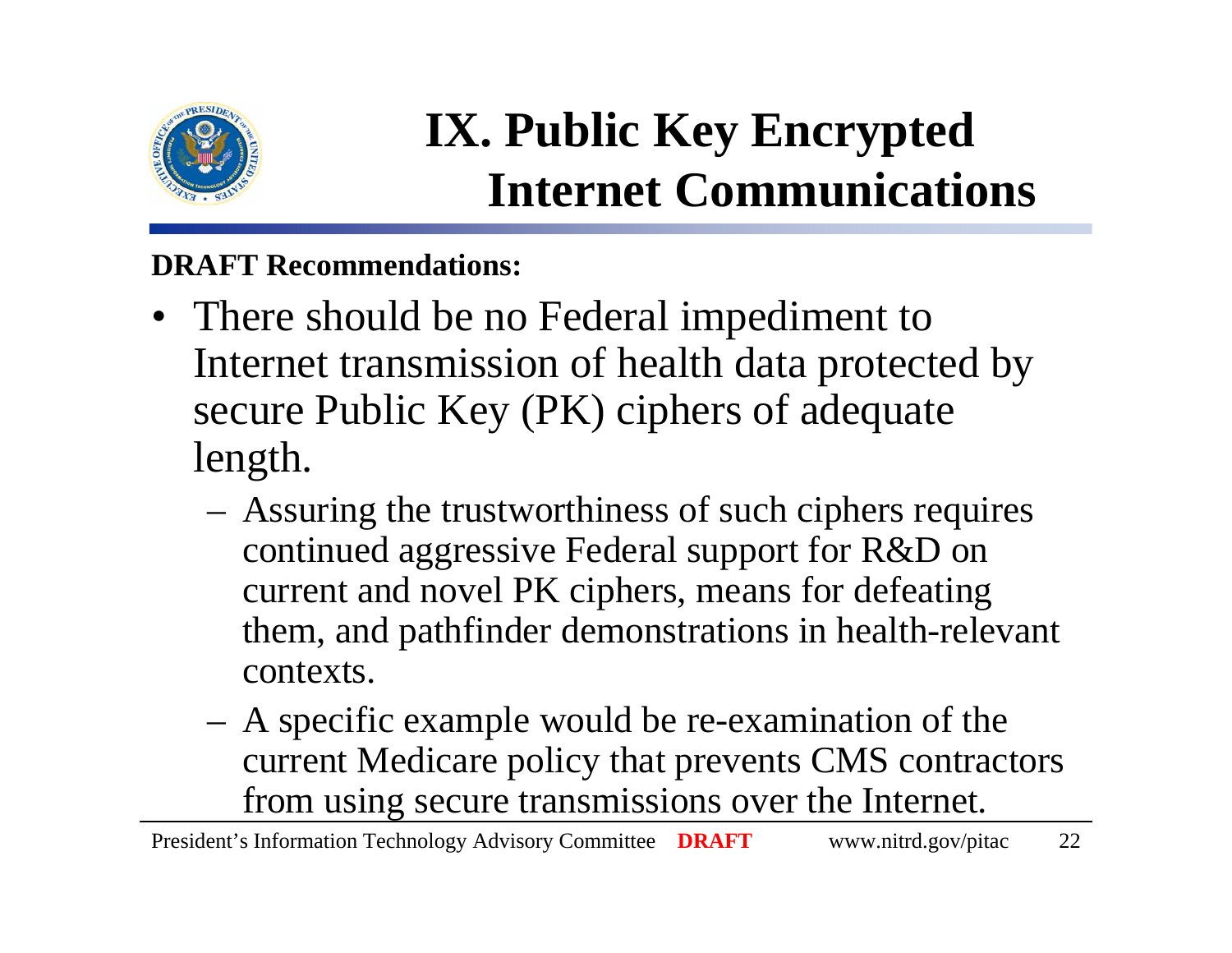# IX. Public Key Encrypted Internet Communications

**DRAFT Recommendations:**

- There should be no Federal impediment to Internet transmission of health data protected by secure Public Key (PK) ciphers of adequate length.
  - Assuring the trustworthiness of such ciphers requires continued aggressive Federal support for R&D on current and novel PK ciphers, means for defeating them, and pathfinder demonstrations in health-relevant contexts.
  - A specific example would be re-examination of the current Medicare policy that prevents CMS contractors from using secure transmissions over the Internet.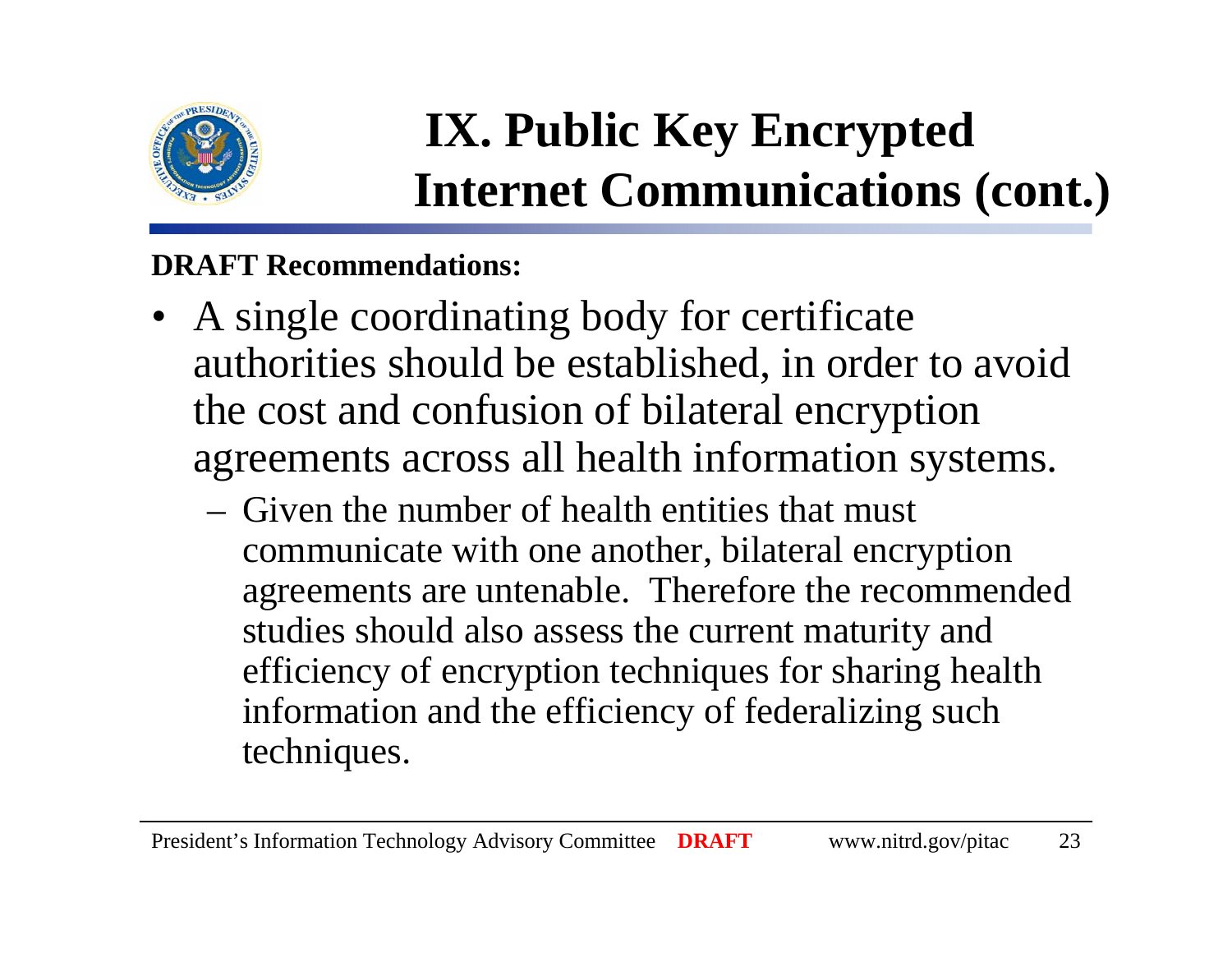# IX. Public Key Encrypted Internet Communications (cont.)

**DRAFT Recommendations:**

- A single coordinating body for certificate authorities should be established, in order to avoid the cost and confusion of bilateral encryption agreements across all health information systems.
  - Given the number of health entities that must communicate with one another, bilateral encryption agreements are untenable. Therefore the recommended studies should also assess the current maturity and efficiency of encryption techniques for sharing health information and the efficiency of federalizing such techniques.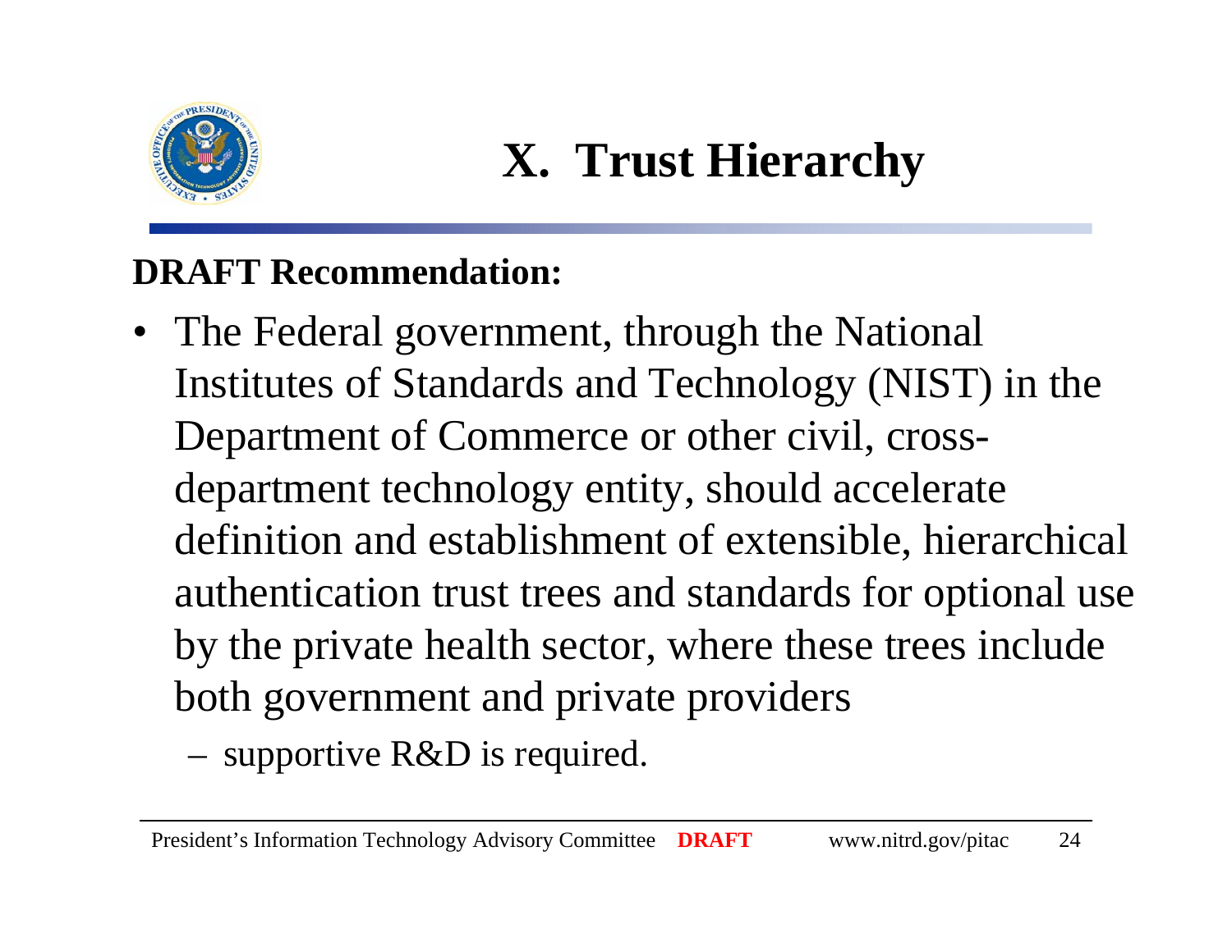# X. Trust Hierarchy

**DRAFT Recommendation:**

- The Federal government, through the National Institutes of Standards and Technology (NIST) in the Department of Commerce or other civil, cross-department technology entity, should accelerate definition and establishment of extensible, hierarchical authentication trust trees and standards for optional use by the private health sector, where these trees include both government and private providers
  - supportive R&D is required.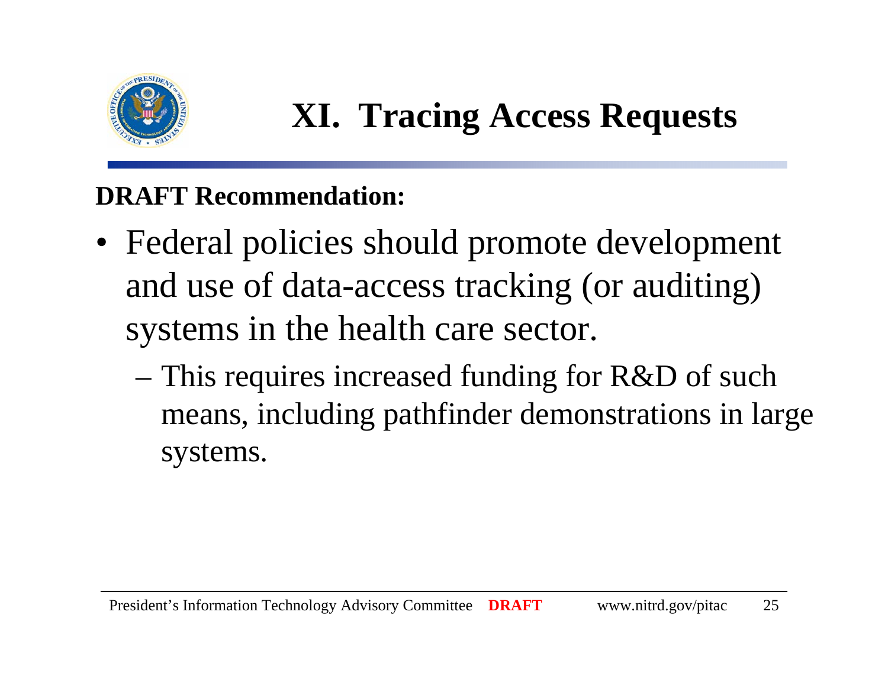# XI. Tracing Access Requests

**DRAFT Recommendation:**

- Federal policies should promote development and use of data-access tracking (or auditing) systems in the health care sector.
  - This requires increased funding for R&D of such means, including pathfinder demonstrations in large systems.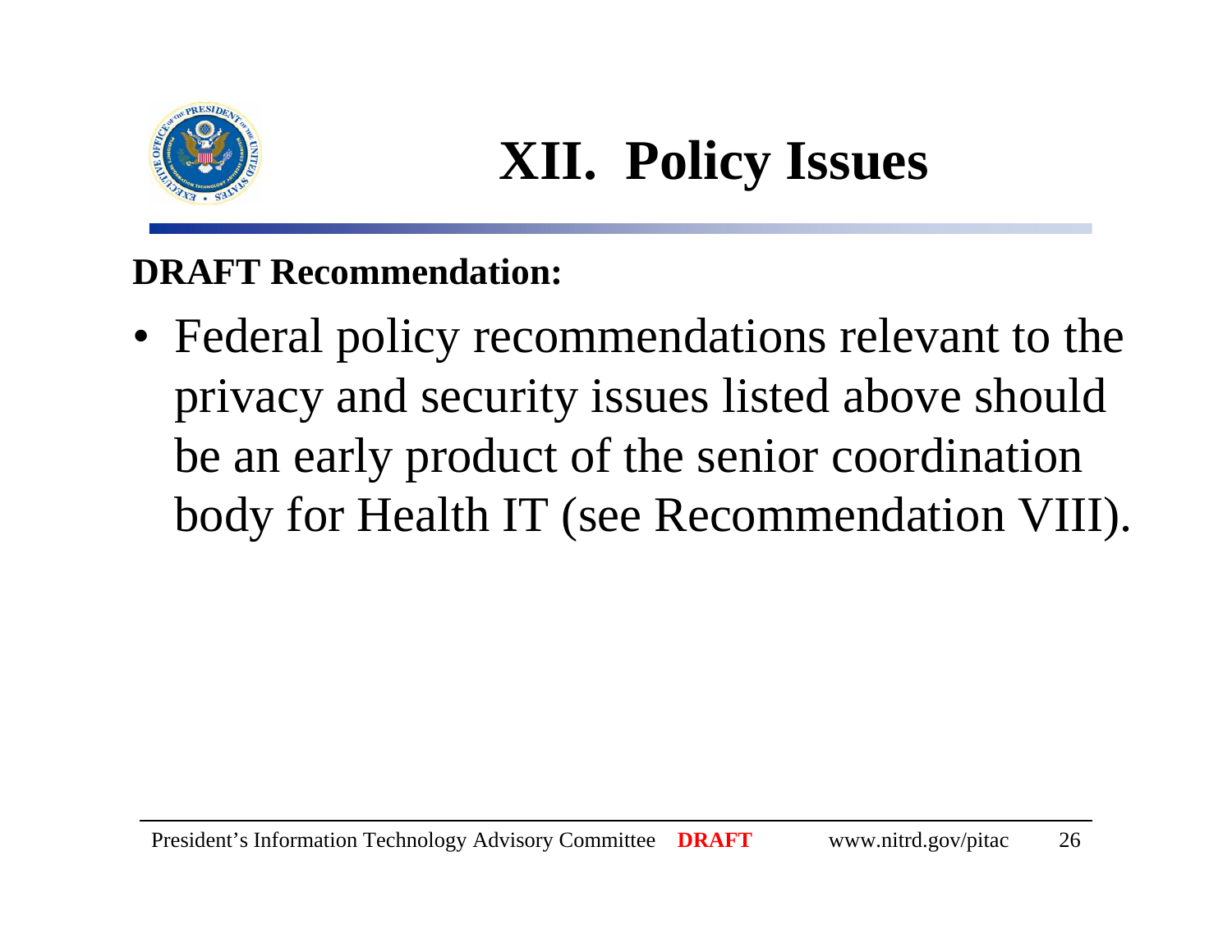# XII. Policy Issues

**DRAFT Recommendation:**

- Federal policy recommendations relevant to the privacy and security issues listed above should be an early product of the senior coordination body for Health IT (see Recommendation VIII).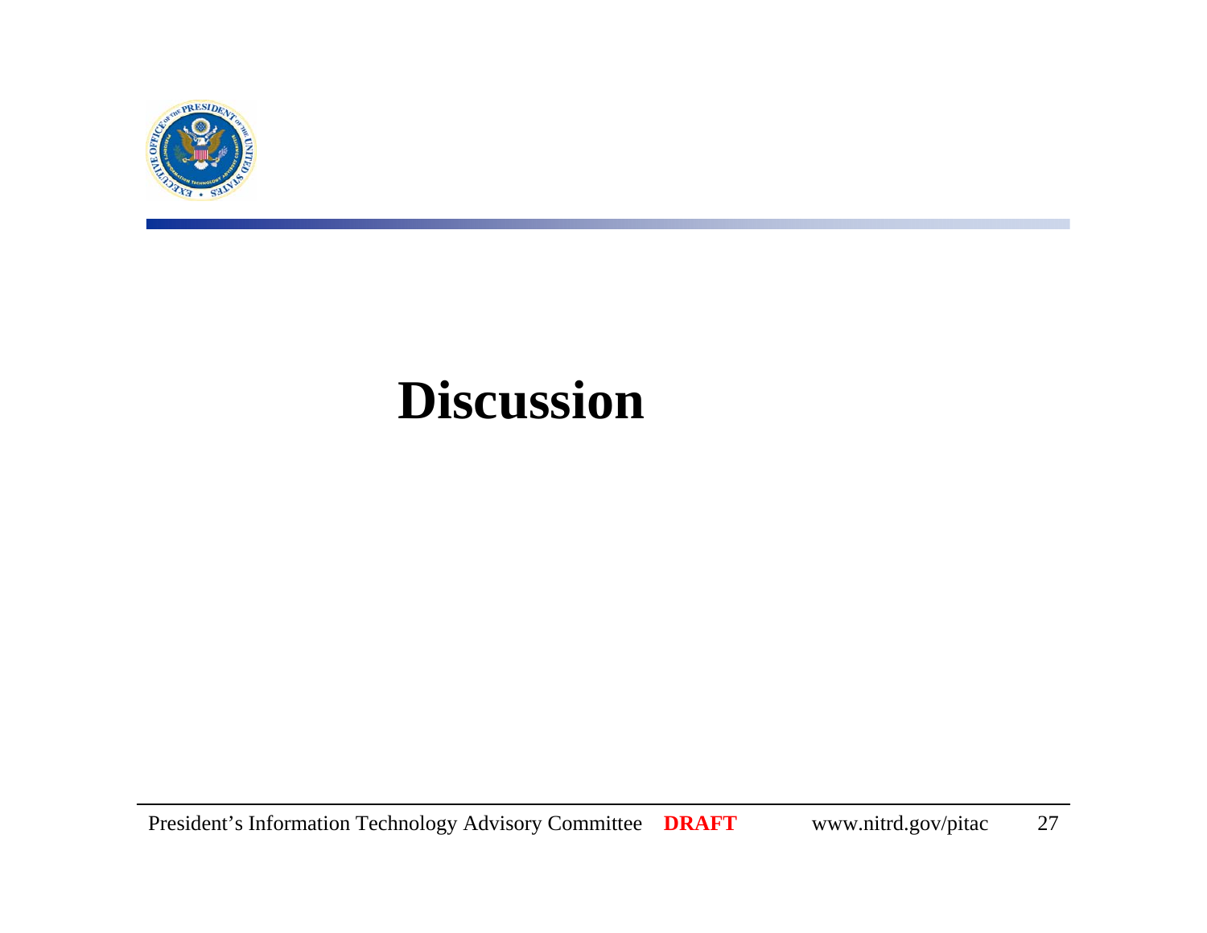# Discussion